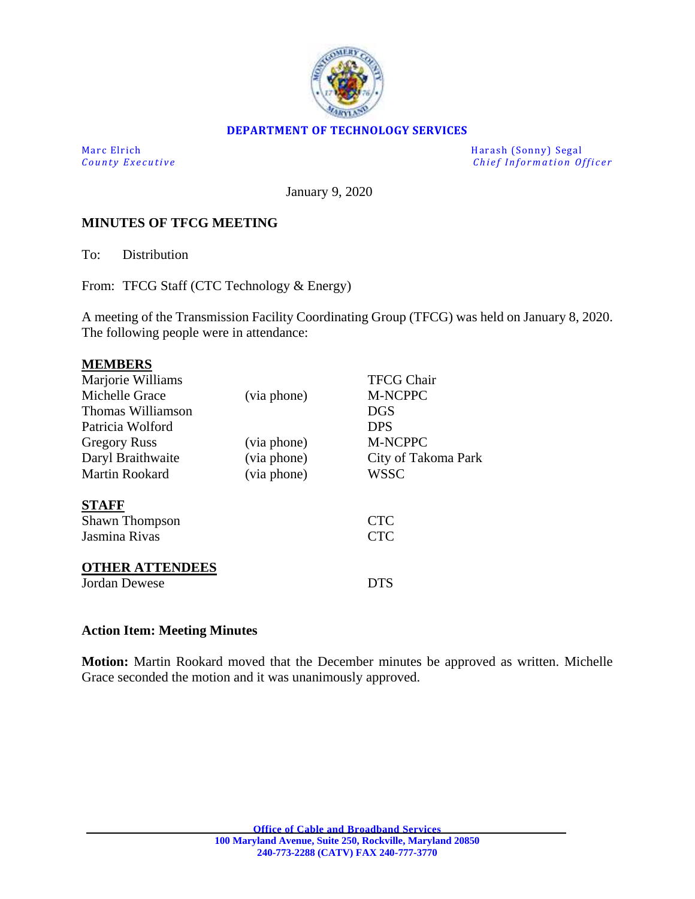**DEPARTMENT OF TECHNOLOGY SERVICES**

| | |
|---|---|
| Marc Elrich | Harash (Sonny) Segal |
| *County Executive* | *Chief Information Officer* |

January 9, 2020

**MINUTES OF TFCG MEETING**

To: Distribution

From: TFCG Staff (CTC Technology & Energy)

A meeting of the Transmission Facility Coordinating Group (TFCG) was held on January 8, 2020. The following people were in attendance:

**MEMBERS**

| | | |
|---|---|---|
| Marjorie Williams | | TFCG Chair |
| Michelle Grace | (via phone) | M-NCPPC |
| Thomas Williamson | | DGS |
| Patricia Wolford | | DPS |
| Gregory Russ | (via phone) | M-NCPPC |
| Daryl Braithwaite | (via phone) | City of Takoma Park |
| Martin Rookard | (via phone) | WSSC |

**STAFF**

| | |
|---|---|
| Shawn Thompson | CTC |
| Jasmina Rivas | CTC |

**OTHER ATTENDEES**

| | |
|---|---|
| Jordan Dewese | DTS |

**Action Item: Meeting Minutes**

**Motion:** Martin Rookard moved that the December minutes be approved as written. Michelle Grace seconded the motion and it was unanimously approved.

**Office of Cable and Broadband Services**
**100 Maryland Avenue, Suite 250, Rockville, Maryland 20850**
**240-773-2288 (CATV) FAX 240-777-3770**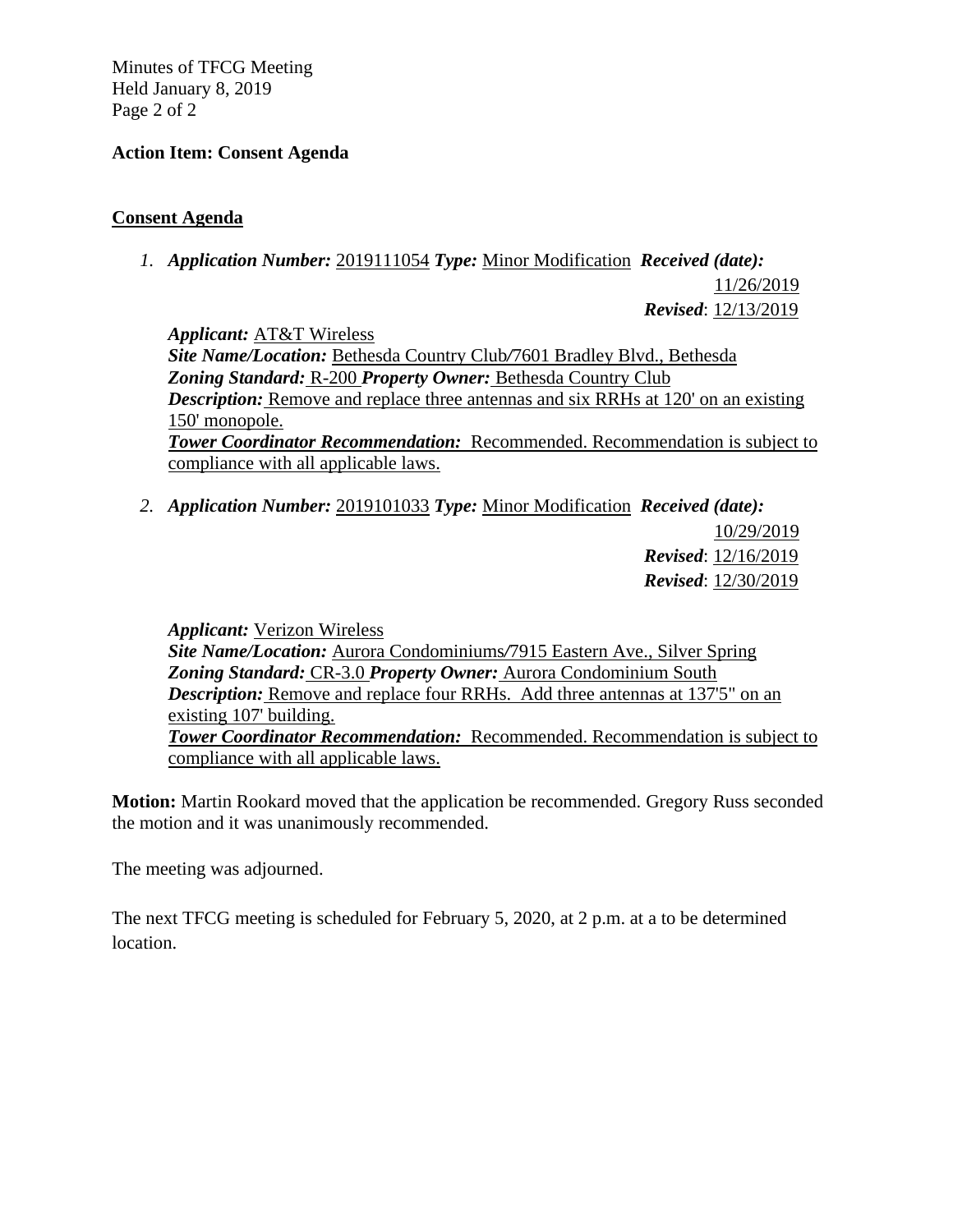**Action Item: Consent Agenda**

**Consent Agenda**

1. ***Application Number:*** 2019111054 ***Type:*** Minor Modification ***Received (date):*** 11/26/2019
   ***Revised***: 12/13/2019

   ***Applicant:*** AT&T Wireless
   ***Site Name/Location:*** Bethesda Country Club/7601 Bradley Blvd., Bethesda
   ***Zoning Standard:*** R-200 ***Property Owner:*** Bethesda Country Club
   ***Description:*** Remove and replace three antennas and six RRHs at 120' on an existing 150' monopole.
   ***Tower Coordinator Recommendation:*** Recommended. Recommendation is subject to compliance with all applicable laws.

2. ***Application Number:*** 2019101033 ***Type:*** Minor Modification ***Received (date):*** 10/29/2019
   ***Revised***: 12/16/2019
   ***Revised***: 12/30/2019

   ***Applicant:*** Verizon Wireless
   ***Site Name/Location:*** Aurora Condominiums/7915 Eastern Ave., Silver Spring
   ***Zoning Standard:*** CR-3.0 ***Property Owner:*** Aurora Condominium South
   ***Description:*** Remove and replace four RRHs. Add three antennas at 137'5" on an existing 107' building.
   ***Tower Coordinator Recommendation:*** Recommended. Recommendation is subject to compliance with all applicable laws.

**Motion:** Martin Rookard moved that the application be recommended. Gregory Russ seconded the motion and it was unanimously recommended.

The meeting was adjourned.

The next TFCG meeting is scheduled for February 5, 2020, at 2 p.m. at a to be determined location.